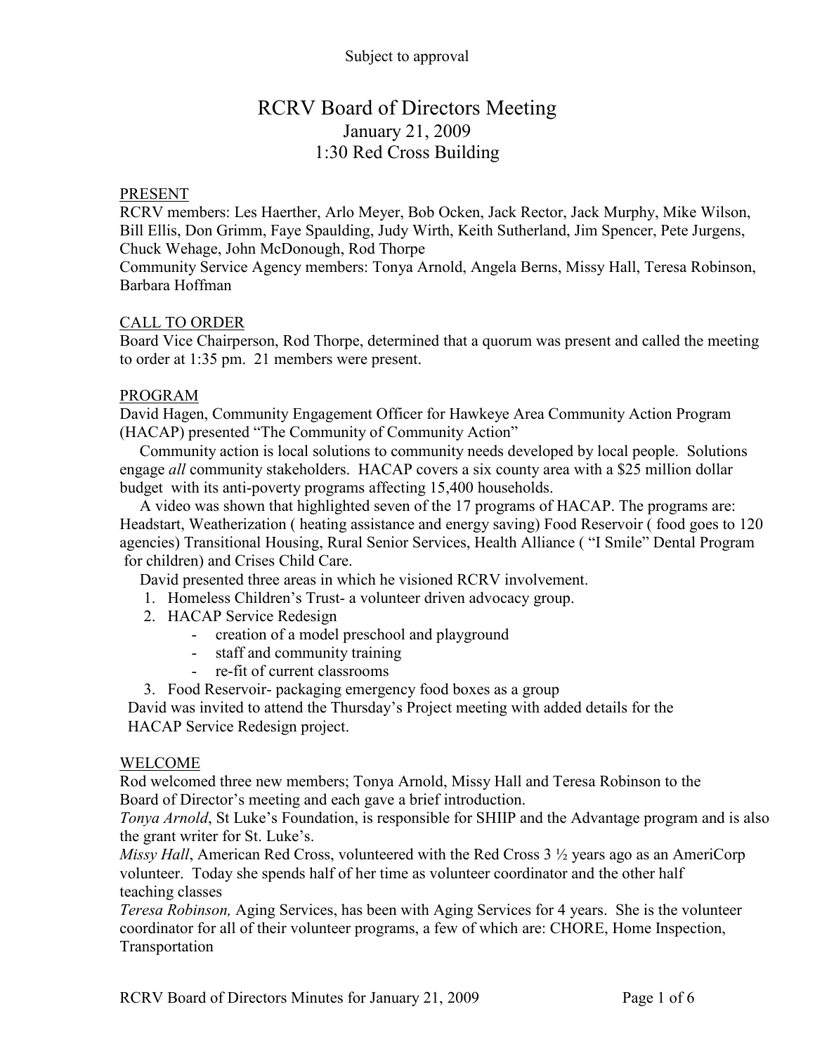Subject to approval

# RCRV Board of Directors Meeting

January 21, 2009
1:30 Red Cross Building

## PRESENT

RCRV members: Les Haerther, Arlo Meyer, Bob Ocken, Jack Rector, Jack Murphy, Mike Wilson, Bill Ellis, Don Grimm, Faye Spaulding, Judy Wirth, Keith Sutherland, Jim Spencer, Pete Jurgens, Chuck Wehage, John McDonough, Rod Thorpe
Community Service Agency members: Tonya Arnold, Angela Berns, Missy Hall, Teresa Robinson, Barbara Hoffman

## CALL TO ORDER

Board Vice Chairperson, Rod Thorpe, determined that a quorum was present and called the meeting to order at 1:35 pm. 21 members were present.

## PROGRAM

David Hagen, Community Engagement Officer for Hawkeye Area Community Action Program (HACAP) presented "The Community of Community Action"

Community action is local solutions to community needs developed by local people. Solutions engage *all* community stakeholders. HACAP covers a six county area with a $25 million dollar budget with its anti-poverty programs affecting 15,400 households.

A video was shown that highlighted seven of the 17 programs of HACAP. The programs are: Headstart, Weatherization ( heating assistance and energy saving) Food Reservoir ( food goes to 120 agencies) Transitional Housing, Rural Senior Services, Health Alliance ( "I Smile" Dental Program for children) and Crises Child Care.

David presented three areas in which he visioned RCRV involvement.

1. Homeless Children's Trust- a volunteer driven advocacy group.
2. HACAP Service Redesign
   - creation of a model preschool and playground
   - staff and community training
   - re-fit of current classrooms
3. Food Reservoir- packaging emergency food boxes as a group

David was invited to attend the Thursday's Project meeting with added details for the HACAP Service Redesign project.

## WELCOME

Rod welcomed three new members; Tonya Arnold, Missy Hall and Teresa Robinson to the Board of Director's meeting and each gave a brief introduction.

*Tonya Arnold*, St Luke's Foundation, is responsible for SHIIP and the Advantage program and is also the grant writer for St. Luke's.

*Missy Hall*, American Red Cross, volunteered with the Red Cross 3 ½ years ago as an AmeriCorp volunteer. Today she spends half of her time as volunteer coordinator and the other half teaching classes

*Teresa Robinson,* Aging Services, has been with Aging Services for 4 years. She is the volunteer coordinator for all of their volunteer programs, a few of which are: CHORE, Home Inspection, Transportation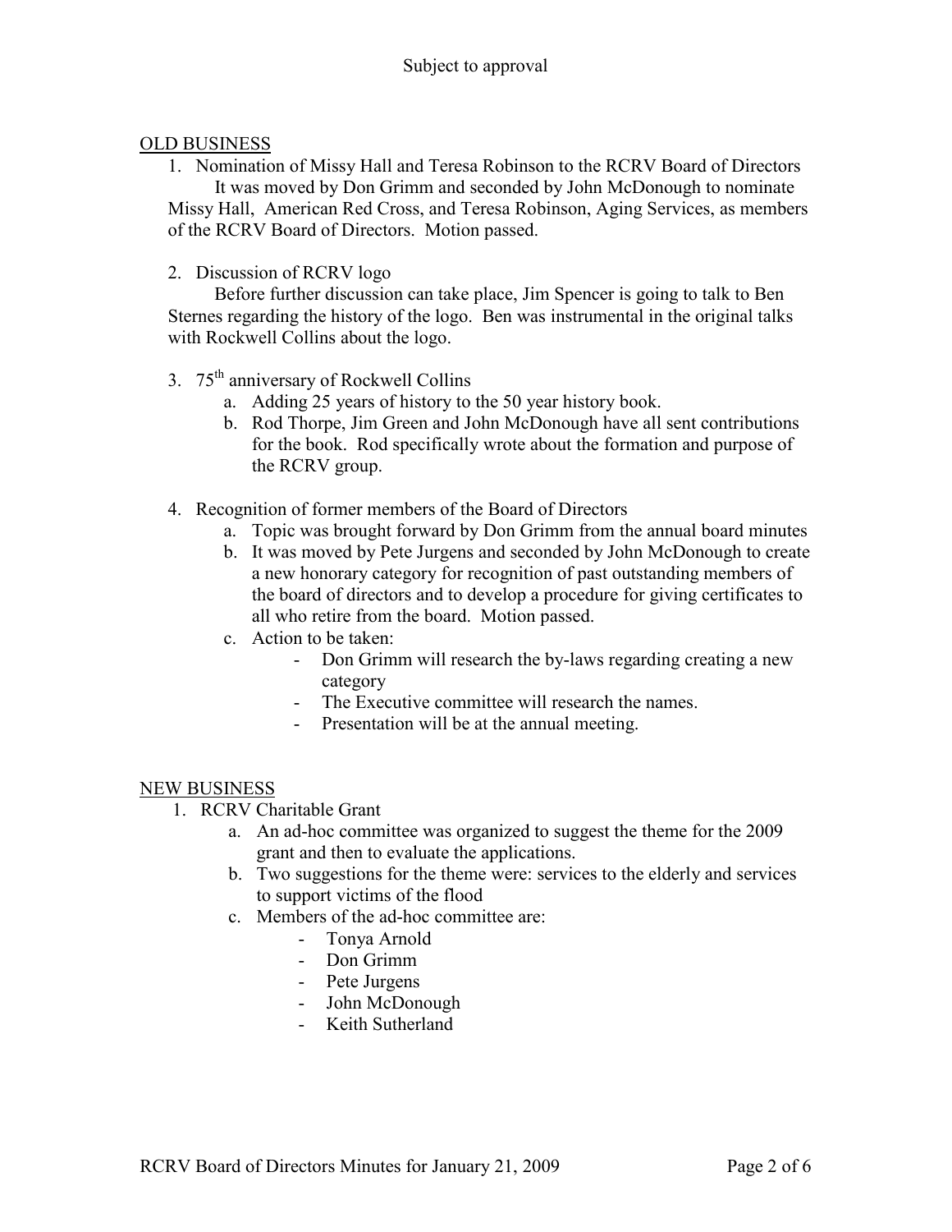Subject to approval

## OLD BUSINESS

1. Nomination of Missy Hall and Teresa Robinson to the RCRV Board of Directors

   It was moved by Don Grimm and seconded by John McDonough to nominate Missy Hall, American Red Cross, and Teresa Robinson, Aging Services, as members of the RCRV Board of Directors. Motion passed.

2. Discussion of RCRV logo

   Before further discussion can take place, Jim Spencer is going to talk to Ben Sternes regarding the history of the logo. Ben was instrumental in the original talks with Rockwell Collins about the logo.

3. 75th anniversary of Rockwell Collins
   a. Adding 25 years of history to the 50 year history book.
   b. Rod Thorpe, Jim Green and John McDonough have all sent contributions for the book. Rod specifically wrote about the formation and purpose of the RCRV group.

4. Recognition of former members of the Board of Directors
   a. Topic was brought forward by Don Grimm from the annual board minutes
   b. It was moved by Pete Jurgens and seconded by John McDonough to create a new honorary category for recognition of past outstanding members of the board of directors and to develop a procedure for giving certificates to all who retire from the board. Motion passed.
   c. Action to be taken:
      - Don Grimm will research the by-laws regarding creating a new category
      - The Executive committee will research the names.
      - Presentation will be at the annual meeting.

## NEW BUSINESS

1. RCRV Charitable Grant
   a. An ad-hoc committee was organized to suggest the theme for the 2009 grant and then to evaluate the applications.
   b. Two suggestions for the theme were: services to the elderly and services to support victims of the flood
   c. Members of the ad-hoc committee are:
      - Tonya Arnold
      - Don Grimm
      - Pete Jurgens
      - John McDonough
      - Keith Sutherland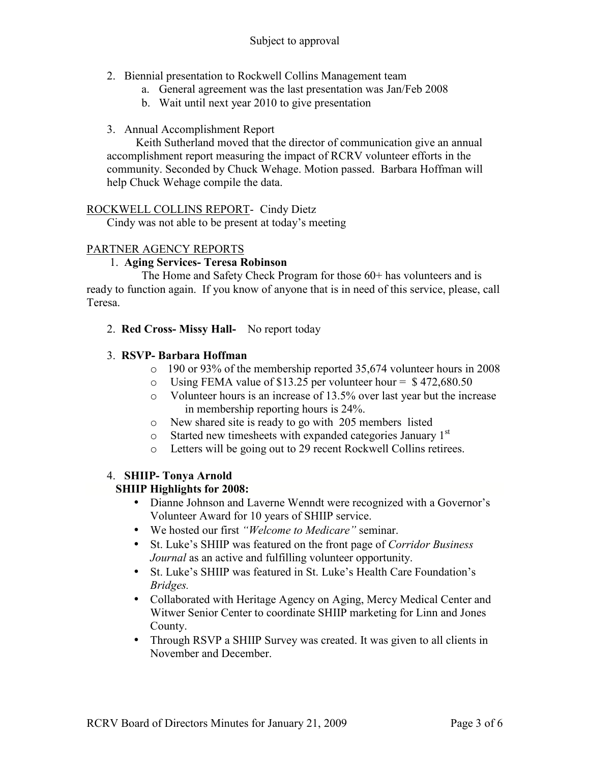Subject to approval

2. Biennial presentation to Rockwell Collins Management team
    a. General agreement was the last presentation was Jan/Feb 2008
    b. Wait until next year 2010 to give presentation

3. Annual Accomplishment Report

   Keith Sutherland moved that the director of communication give an annual accomplishment report measuring the impact of RCRV volunteer efforts in the community. Seconded by Chuck Wehage. Motion passed. Barbara Hoffman will help Chuck Wehage compile the data.

<u>ROCKWELL COLLINS REPORT</u>- Cindy Dietz

Cindy was not able to be present at today's meeting

<u>PARTNER AGENCY REPORTS</u>

1. **Aging Services- Teresa Robinson**

   The Home and Safety Check Program for those 60+ has volunteers and is ready to function again. If you know of anyone that is in need of this service, please, call Teresa.

2. **Red Cross- Missy Hall-** No report today

3. **RSVP- Barbara Hoffman**
    - 190 or 93% of the membership reported 35,674 volunteer hours in 2008
    - Using FEMA value of $13.25 per volunteer hour = $ 472,680.50
    - Volunteer hours is an increase of 13.5% over last year but the increase in membership reporting hours is 24%.
    - New shared site is ready to go with 205 members listed
    - Started new timesheets with expanded categories January 1st
    - Letters will be going out to 29 recent Rockwell Collins retirees.

4. **SHIIP- Tonya Arnold**

   **SHIIP Highlights for 2008:**
    - Dianne Johnson and Laverne Wenndt were recognized with a Governor's Volunteer Award for 10 years of SHIIP service.
    - We hosted our first *"Welcome to Medicare"* seminar.
    - St. Luke's SHIIP was featured on the front page of *Corridor Business Journal* as an active and fulfilling volunteer opportunity.
    - St. Luke's SHIIP was featured in St. Luke's Health Care Foundation's *Bridges.*
    - Collaborated with Heritage Agency on Aging, Mercy Medical Center and Witwer Senior Center to coordinate SHIIP marketing for Linn and Jones County.
    - Through RSVP a SHIIP Survey was created. It was given to all clients in November and December.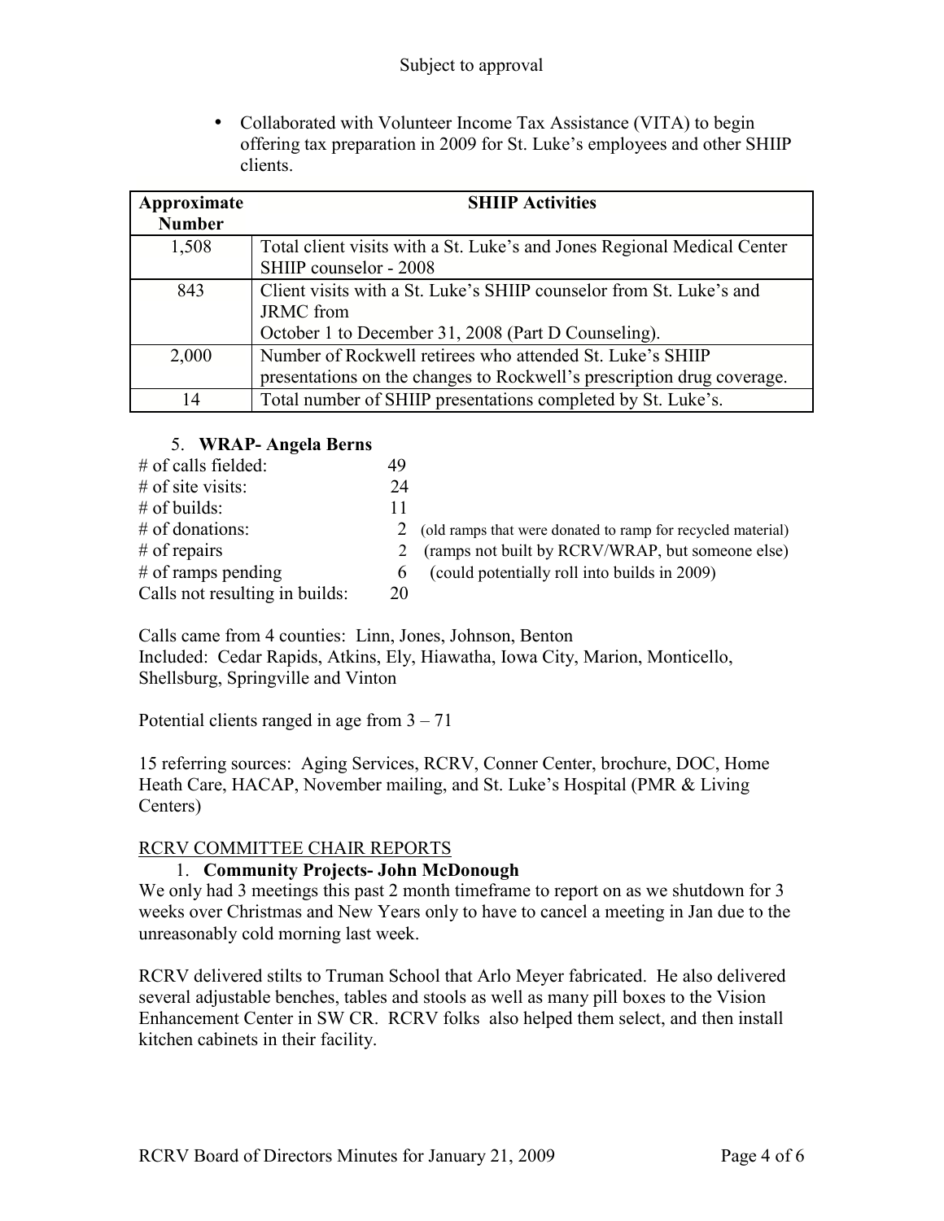Subject to approval

- Collaborated with Volunteer Income Tax Assistance (VITA) to begin offering tax preparation in 2009 for St. Luke's employees and other SHIIP clients.

| Approximate Number | SHIIP Activities |
|---|---|
| 1,508 | Total client visits with a St. Luke's and Jones Regional Medical Center SHIIP counselor - 2008 |
| 843 | Client visits with a St. Luke's SHIIP counselor from St. Luke's and JRMC from October 1 to December 31, 2008 (Part D Counseling). |
| 2,000 | Number of Rockwell retirees who attended St. Luke's SHIIP presentations on the changes to Rockwell's prescription drug coverage. |
| 14 | Total number of SHIIP presentations completed by St. Luke's. |

5. **WRAP- Angela Berns**

| | | |
|---|---|---|
| # of calls fielded: | 49 | |
| # of site visits: | 24 | |
| # of builds: | 11 | |
| # of donations: | 2 | (old ramps that were donated to ramp for recycled material) |
| # of repairs | 2 | (ramps not built by RCRV/WRAP, but someone else) |
| # of ramps pending | 6 | (could potentially roll into builds in 2009) |
| Calls not resulting in builds: | 20 | |

Calls came from 4 counties: Linn, Jones, Johnson, Benton
Included: Cedar Rapids, Atkins, Ely, Hiawatha, Iowa City, Marion, Monticello, Shellsburg, Springville and Vinton

Potential clients ranged in age from 3 – 71

15 referring sources: Aging Services, RCRV, Conner Center, brochure, DOC, Home Heath Care, HACAP, November mailing, and St. Luke's Hospital (PMR & Living Centers)

RCRV COMMITTEE CHAIR REPORTS

1. **Community Projects- John McDonough**

We only had 3 meetings this past 2 month timeframe to report on as we shutdown for 3 weeks over Christmas and New Years only to have to cancel a meeting in Jan due to the unreasonably cold morning last week.

RCRV delivered stilts to Truman School that Arlo Meyer fabricated. He also delivered several adjustable benches, tables and stools as well as many pill boxes to the Vision Enhancement Center in SW CR. RCRV folks also helped them select, and then install kitchen cabinets in their facility.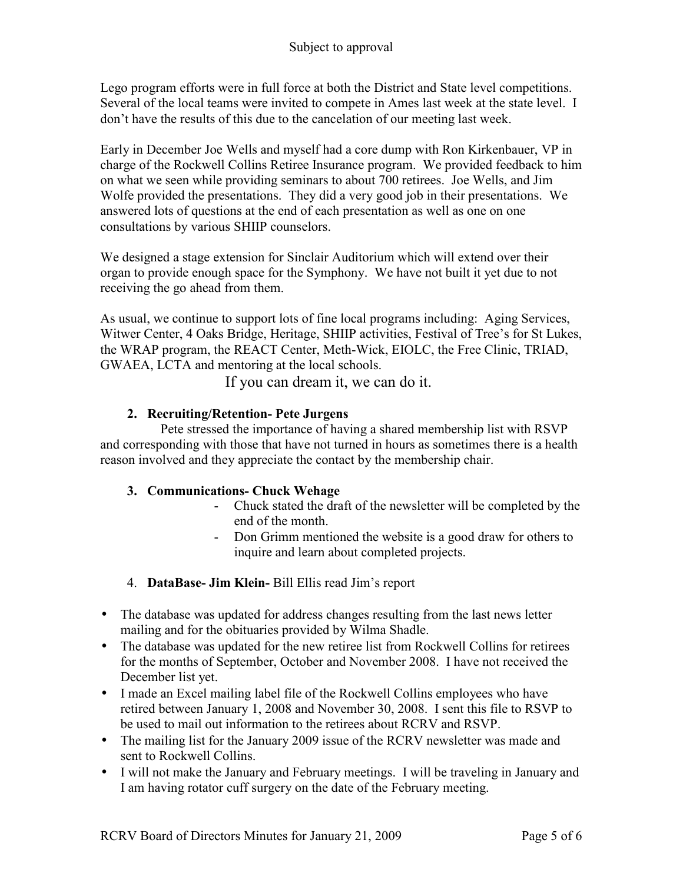Subject to approval

Lego program efforts were in full force at both the District and State level competitions. Several of the local teams were invited to compete in Ames last week at the state level. I don't have the results of this due to the cancelation of our meeting last week.

Early in December Joe Wells and myself had a core dump with Ron Kirkenbauer, VP in charge of the Rockwell Collins Retiree Insurance program. We provided feedback to him on what we seen while providing seminars to about 700 retirees. Joe Wells, and Jim Wolfe provided the presentations. They did a very good job in their presentations. We answered lots of questions at the end of each presentation as well as one on one consultations by various SHIIP counselors.

We designed a stage extension for Sinclair Auditorium which will extend over their organ to provide enough space for the Symphony. We have not built it yet due to not receiving the go ahead from them.

As usual, we continue to support lots of fine local programs including: Aging Services, Witwer Center, 4 Oaks Bridge, Heritage, SHIIP activities, Festival of Tree's for St Lukes, the WRAP program, the REACT Center, Meth-Wick, EIOLC, the Free Clinic, TRIAD, GWAEA, LCTA and mentoring at the local schools.

If you can dream it, we can do it.

2. **Recruiting/Retention- Pete Jurgens**

Pete stressed the importance of having a shared membership list with RSVP and corresponding with those that have not turned in hours as sometimes there is a health reason involved and they appreciate the contact by the membership chair.

3. **Communications- Chuck Wehage**
   - Chuck stated the draft of the newsletter will be completed by the end of the month.
   - Don Grimm mentioned the website is a good draw for others to inquire and learn about completed projects.

4. **DataBase- Jim Klein-** Bill Ellis read Jim's report

- The database was updated for address changes resulting from the last news letter mailing and for the obituaries provided by Wilma Shadle.
- The database was updated for the new retiree list from Rockwell Collins for retirees for the months of September, October and November 2008. I have not received the December list yet.
- I made an Excel mailing label file of the Rockwell Collins employees who have retired between January 1, 2008 and November 30, 2008. I sent this file to RSVP to be used to mail out information to the retirees about RCRV and RSVP.
- The mailing list for the January 2009 issue of the RCRV newsletter was made and sent to Rockwell Collins.
- I will not make the January and February meetings. I will be traveling in January and I am having rotator cuff surgery on the date of the February meeting.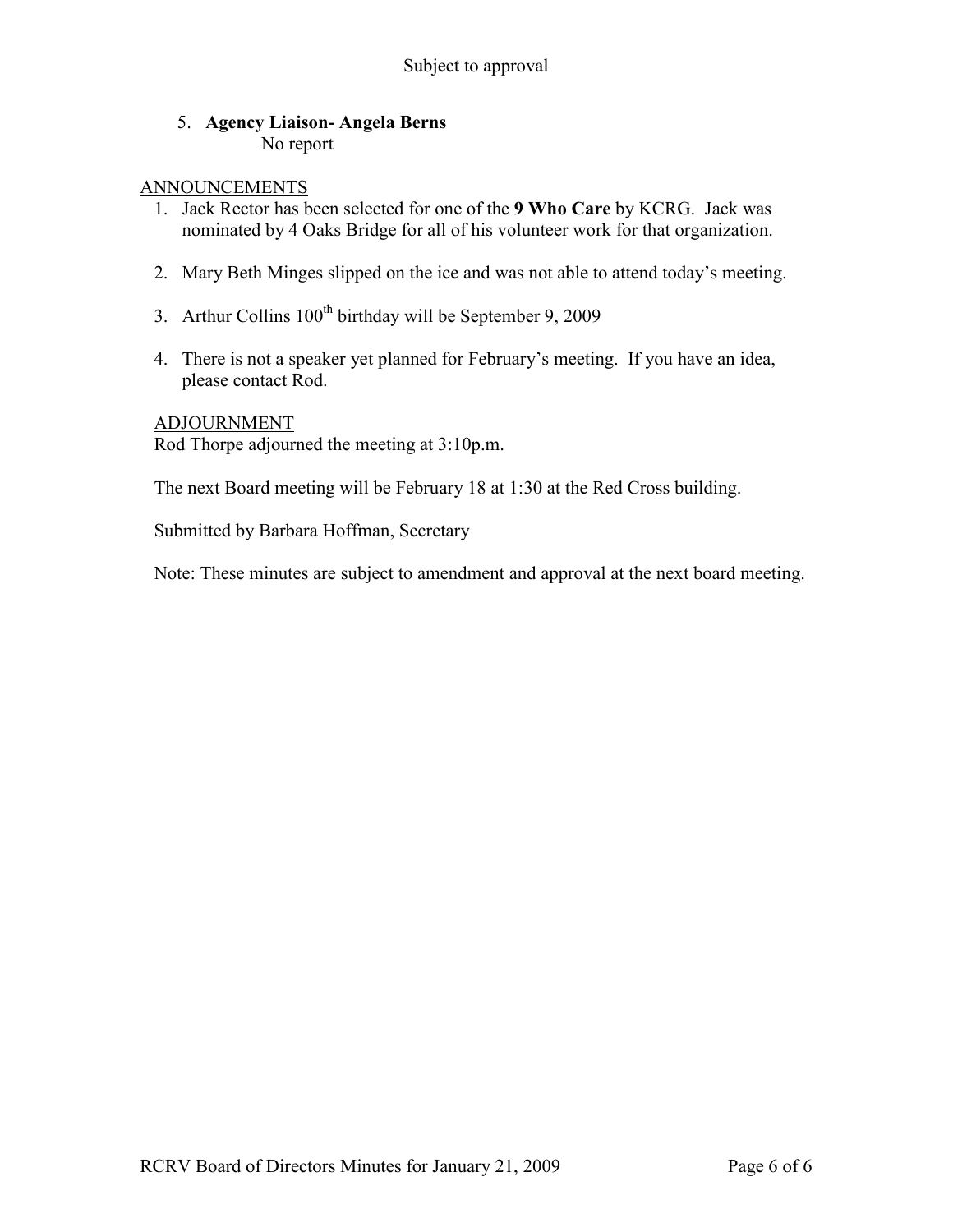5. **Agency Liaison- Angela Berns**
   No report

ANNOUNCEMENTS

1. Jack Rector has been selected for one of the **9 Who Care** by KCRG. Jack was nominated by 4 Oaks Bridge for all of his volunteer work for that organization.
2. Mary Beth Minges slipped on the ice and was not able to attend today's meeting.
3. Arthur Collins 100th birthday will be September 9, 2009
4. There is not a speaker yet planned for February's meeting. If you have an idea, please contact Rod.

ADJOURNMENT

Rod Thorpe adjourned the meeting at 3:10p.m.

The next Board meeting will be February 18 at 1:30 at the Red Cross building.

Submitted by Barbara Hoffman, Secretary

Note: These minutes are subject to amendment and approval at the next board meeting.